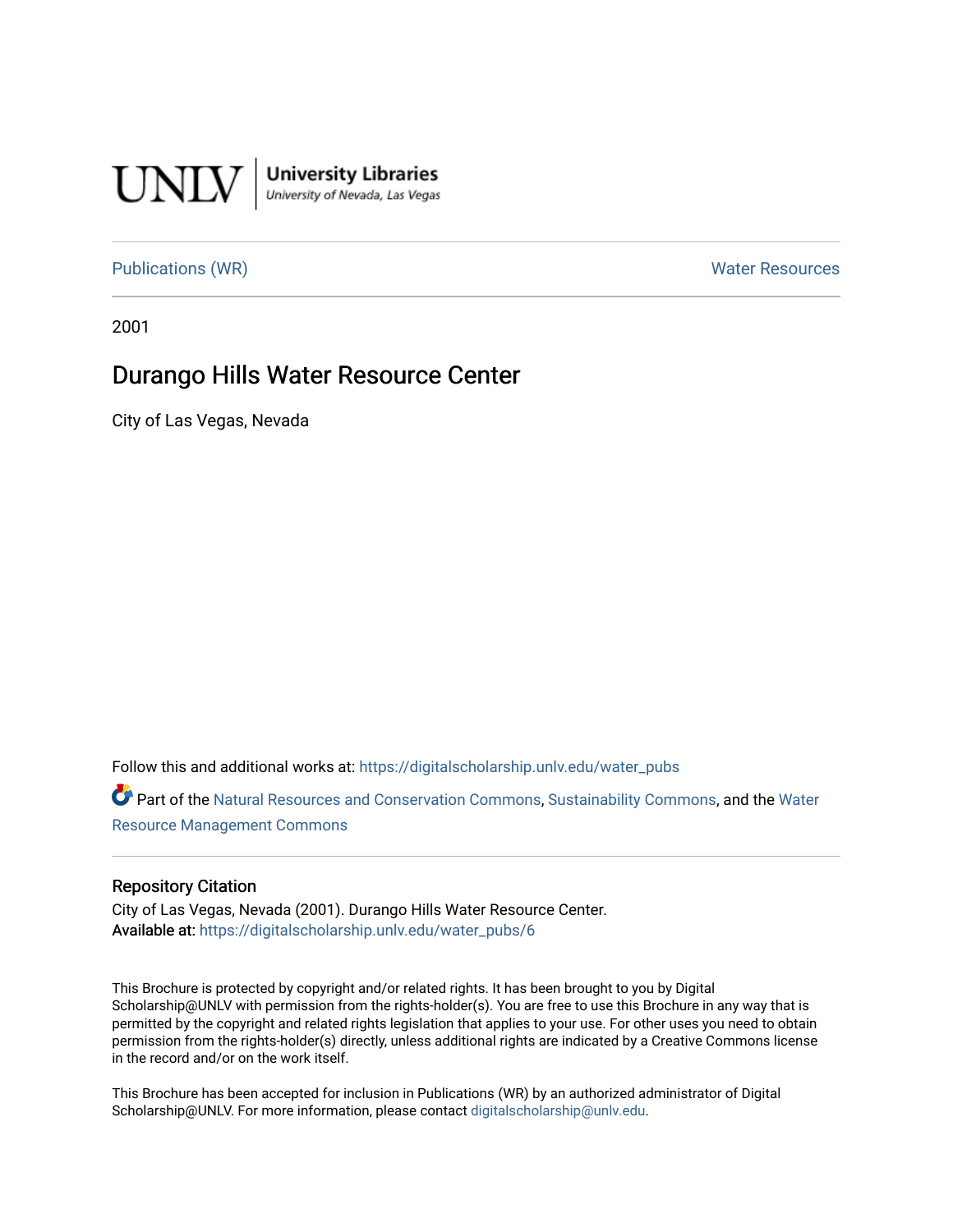UNLV | University Libraries
University of Nevada, Las Vegas

Publications (WR) | Water Resources

2001

# Durango Hills Water Resource Center

City of Las Vegas, Nevada

Follow this and additional works at: https://digitalscholarship.unlv.edu/water_pubs

Part of the Natural Resources and Conservation Commons, Sustainability Commons, and the Water Resource Management Commons

## Repository Citation

City of Las Vegas, Nevada (2001). Durango Hills Water Resource Center.
**Available at:** https://digitalscholarship.unlv.edu/water_pubs/6

This Brochure is protected by copyright and/or related rights. It has been brought to you by Digital Scholarship@UNLV with permission from the rights-holder(s). You are free to use this Brochure in any way that is permitted by the copyright and related rights legislation that applies to your use. For other uses you need to obtain permission from the rights-holder(s) directly, unless additional rights are indicated by a Creative Commons license in the record and/or on the work itself.

This Brochure has been accepted for inclusion in Publications (WR) by an authorized administrator of Digital Scholarship@UNLV. For more information, please contact digitalscholarship@unlv.edu.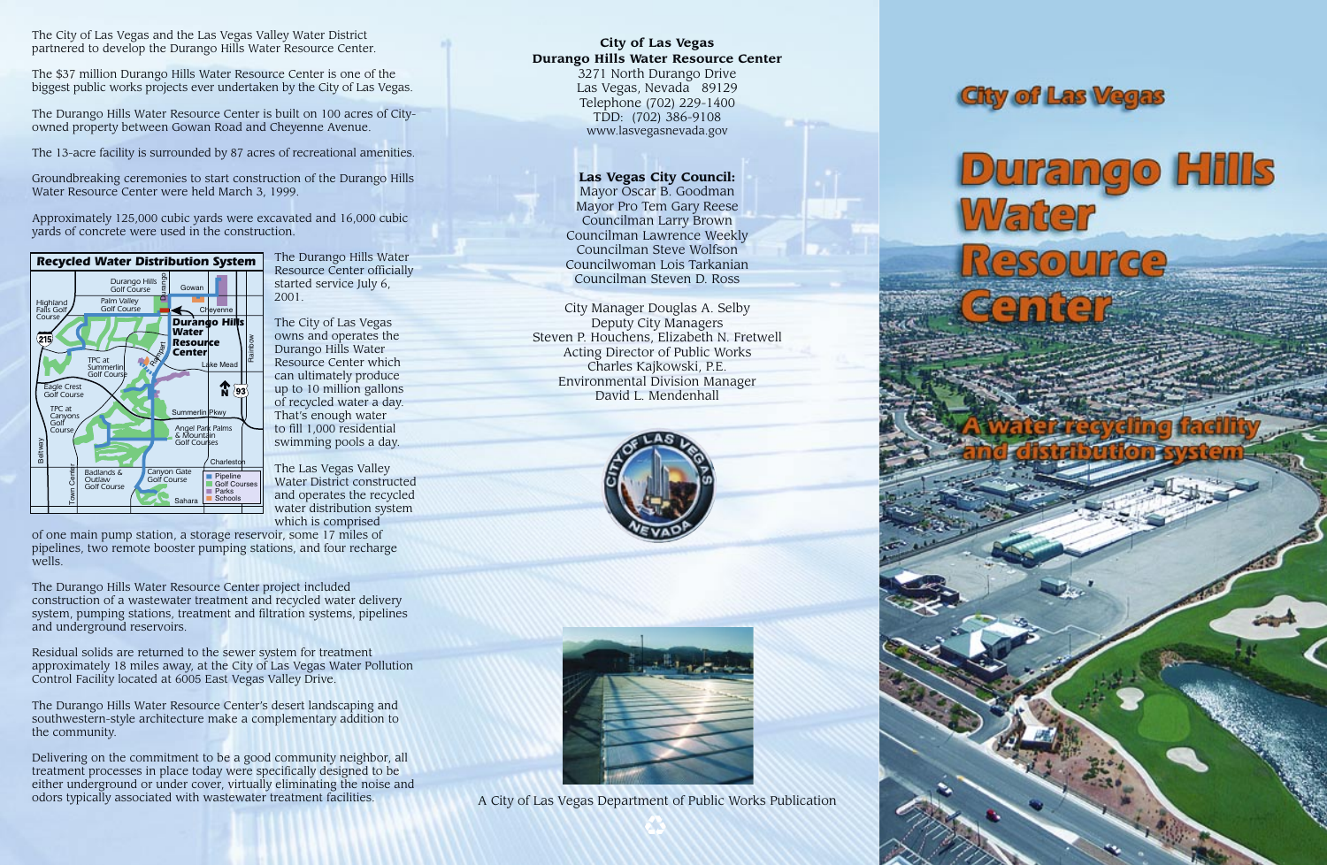The City of Las Vegas and the Las Vegas Valley Water District partnered to develop the Durango Hills Water Resource Center.

The $37 million Durango Hills Water Resource Center is one of the biggest public works projects ever undertaken by the City of Las Vegas.

The Durango Hills Water Resource Center is built on 100 acres of City-owned property between Gowan Road and Cheyenne Avenue.

The 13-acre facility is surrounded by 87 acres of recreational amenities.

Groundbreaking ceremonies to start construction of the Durango Hills Water Resource Center were held March 3, 1999.

Approximately 125,000 cubic yards were excavated and 16,000 cubic yards of concrete were used in the construction.

**Recycled Water Distribution System**

Durango Hills Golf Course · Gowan · Highland Falls Golf Course · Palm Valley Golf Course · Cheyenne · Durango Hills Water Resource Center · 215 · TPC at Summerlin Golf Course · Rampart · Lake Mead · Rainbow · Eagle Crest Golf Course · 93 · TPC at Canyons Golf Course · Summerlin Pkwy · Angel Park Palms & Mountain Golf Courses · Beltway · Charleston · Town Center · Badlands & Outlaw Golf Course · Canyon Gate Golf Course · Sahara

Legend: Pipeline · Golf Courses · Parks · Schools

The Durango Hills Water Resource Center officially started service July 6, 2001.

The City of Las Vegas owns and operates the Durango Hills Water Resource Center which can ultimately produce up to 10 million gallons of recycled water a day. That's enough water to fill 1,000 residential swimming pools a day.

The Las Vegas Valley Water District constructed and operates the recycled water distribution system which is comprised of one main pump station, a storage reservoir, some 17 miles of pipelines, two remote booster pumping stations, and four recharge wells.

The Durango Hills Water Resource Center project included construction of a wastewater treatment and recycled water delivery system, pumping stations, treatment and filtration systems, pipelines and underground reservoirs.

Residual solids are returned to the sewer system for treatment approximately 18 miles away, at the City of Las Vegas Water Pollution Control Facility located at 6005 East Vegas Valley Drive.

The Durango Hills Water Resource Center's desert landscaping and southwestern-style architecture make a complementary addition to the community.

Delivering on the commitment to be a good community neighbor, all treatment processes in place today were specifically designed to be either underground or under cover, virtually eliminating the noise and odors typically associated with wastewater treatment facilities.

**City of Las Vegas**
**Durango Hills Water Resource Center**
3271 North Durango Drive
Las Vegas, Nevada 89129
Telephone (702) 229-1400
TDD: (702) 386-9108
www.lasvegasnevada.gov

**Las Vegas City Council:**
Mayor Oscar B. Goodman
Mayor Pro Tem Gary Reese
Councilman Larry Brown
Councilman Lawrence Weekly
Councilman Steve Wolfson
Councilwoman Lois Tarkanian
Councilman Steven D. Ross

City Manager Douglas A. Selby
Deputy City Managers
Steven P. Houchens, Elizabeth N. Fretwell
Acting Director of Public Works
Charles Kajkowski, P.E.
Environmental Division Manager
David L. Mendenhall

CITY OF LAS VEGAS NEVADA

A City of Las Vegas Department of Public Works Publication

# City of Las Vegas

# Durango Hills Water Resource Center

## A water recycling facility and distribution system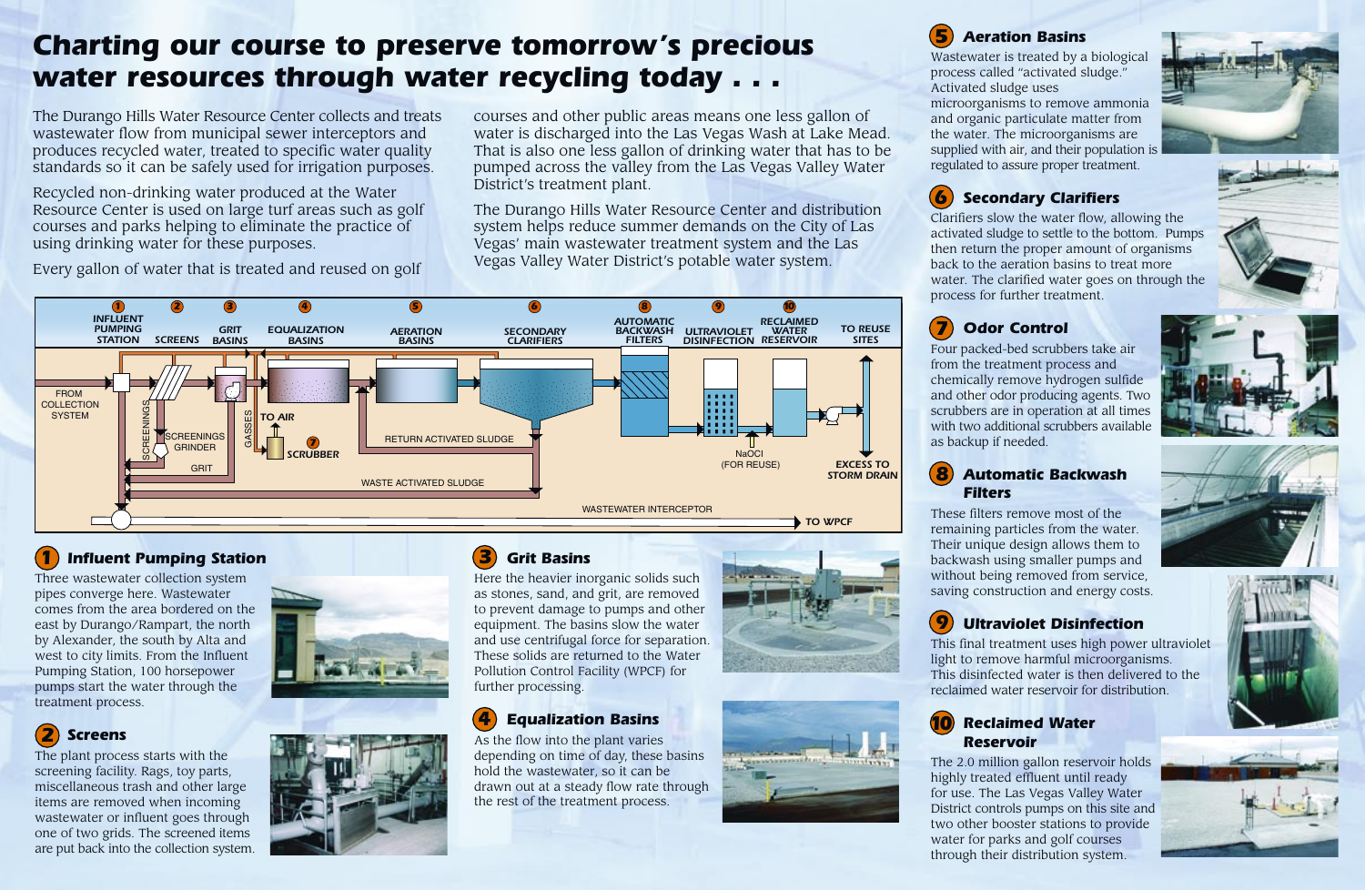# Charting our course to preserve tomorrow's precious water resources through water recycling today . . .

The Durango Hills Water Resource Center collects and treats wastewater flow from municipal sewer interceptors and produces recycled water, treated to specific water quality standards so it can be safely used for irrigation purposes.

Recycled non-drinking water produced at the Water Resource Center is used on large turf areas such as golf courses and parks helping to eliminate the practice of using drinking water for these purposes.

Every gallon of water that is treated and reused on golf courses and other public areas means one less gallon of water is discharged into the Las Vegas Wash at Lake Mead. That is also one less gallon of drinking water that has to be pumped across the valley from the Las Vegas Valley Water District's treatment plant.

The Durango Hills Water Resource Center and distribution system helps reduce summer demands on the City of Las Vegas' main wastewater treatment system and the Las Vegas Valley Water District's potable water system.

1 INFLUENT PUMPING STATION
2 SCREENS
3 GRIT BASINS
4 EQUALIZATION BASINS
5 AERATION BASINS
6 SECONDARY CLARIFIERS
8 AUTOMATIC BACKWASH FILTERS
9 ULTRAVIOLET DISINFECTION
10 RECLAIMED WATER RESERVOIR
TO REUSE SITES
FROM COLLECTION SYSTEM
SCREENINGS
SCREENINGS GRINDER
GRIT
GASSES
TO AIR
7 SCRUBBER
RETURN ACTIVATED SLUDGE
WASTE ACTIVATED SLUDGE
NaOCl (FOR REUSE)
EXCESS TO STORM DRAIN
WASTEWATER INTERCEPTOR
TO WPCF

## 1 Influent Pumping Station

Three wastewater collection system pipes converge here. Wastewater comes from the area bordered on the east by Durango/Rampart, the north by Alexander, the south by Alta and west to city limits. From the Influent Pumping Station, 100 horsepower pumps start the water through the treatment process.

## 2 Screens

The plant process starts with the screening facility. Rags, toy parts, miscellaneous trash and other large items are removed when incoming wastewater or influent goes through one of two grids. The screened items are put back into the collection system.

## 3 Grit Basins

Here the heavier inorganic solids such as stones, sand, and grit, are removed to prevent damage to pumps and other equipment. The basins slow the water and use centrifugal force for separation. These solids are returned to the Water Pollution Control Facility (WPCF) for further processing.

## 4 Equalization Basins

As the flow into the plant varies depending on time of day, these basins hold the wastewater, so it can be drawn out at a steady flow rate through the rest of the treatment process.

## 5 Aeration Basins

Wastewater is treated by a biological process called "activated sludge." Activated sludge uses microorganisms to remove ammonia and organic particulate matter from the water. The microorganisms are supplied with air, and their population is regulated to assure proper treatment.

## 6 Secondary Clarifiers

Clarifiers slow the water flow, allowing the activated sludge to settle to the bottom. Pumps then return the proper amount of organisms back to the aeration basins to treat more water. The clarified water goes on through the process for further treatment.

## 7 Odor Control

Four packed-bed scrubbers take air from the treatment process and chemically remove hydrogen sulfide and other odor producing agents. Two scrubbers are in operation at all times with two additional scrubbers available as backup if needed.

## 8 Automatic Backwash Filters

These filters remove most of the remaining particles from the water. Their unique design allows them to backwash using smaller pumps and without being removed from service, saving construction and energy costs.

## 9 Ultraviolet Disinfection

This final treatment uses high power ultraviolet light to remove harmful microorganisms. This disinfected water is then delivered to the reclaimed water reservoir for distribution.

## 10 Reclaimed Water Reservoir

The 2.0 million gallon reservoir holds highly treated effluent until ready for use. The Las Vegas Valley Water District controls pumps on this site and two other booster stations to provide water for parks and golf courses through their distribution system.